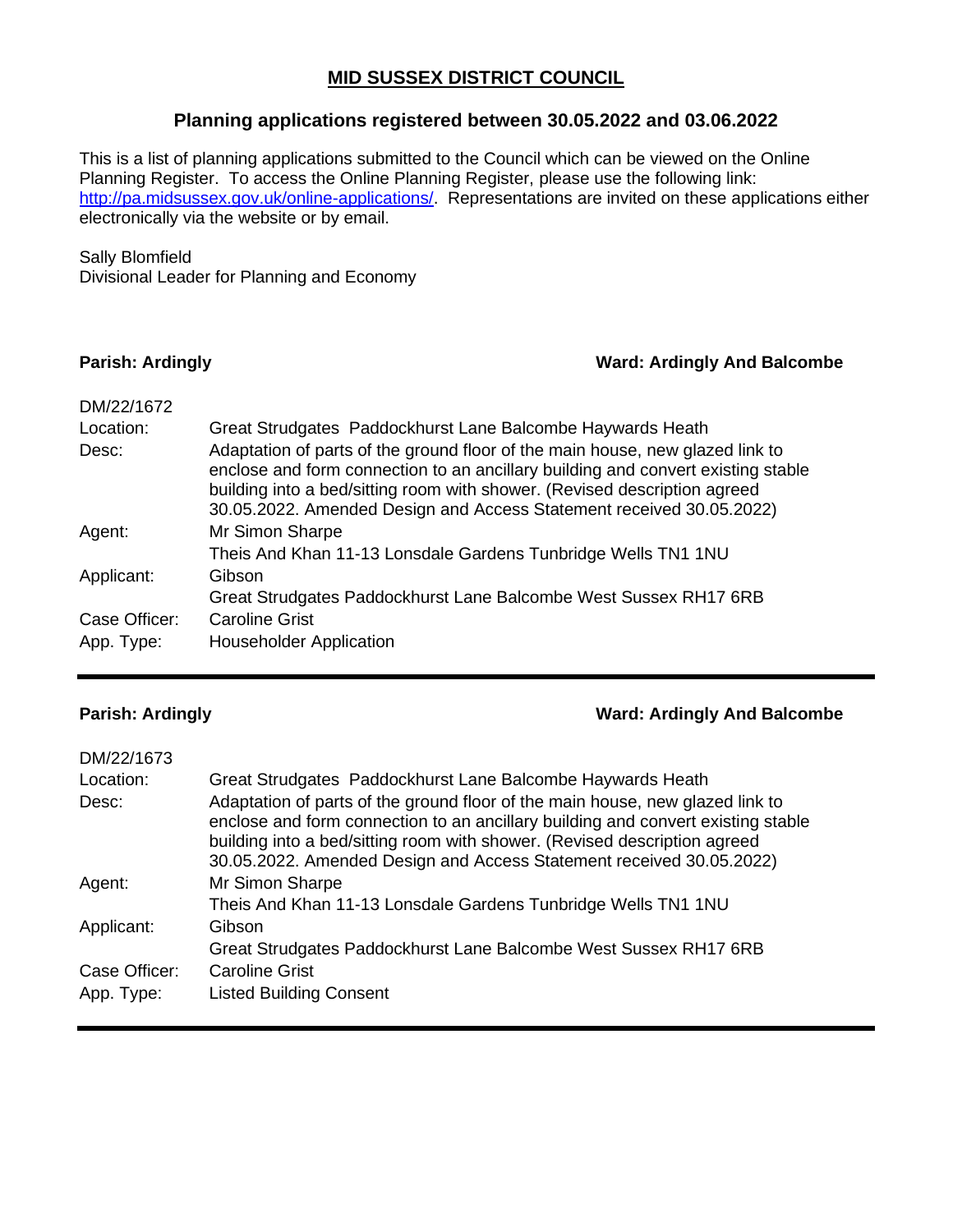# MID SUSSEX DISTRICT COUNCIL

## Planning applications registered between 30.05.2022 and 03.06.2022

This is a list of planning applications submitted to the Council which can be viewed on the Online Planning Register. To access the Online Planning Register, please use the following link: http://pa.midsussex.gov.uk/online-applications/. Representations are invited on these applications either electronically via the website or by email.

Sally Blomfield
Divisional Leader for Planning and Economy

**Parish: Ardingly** **Ward: Ardingly And Balcombe**

DM/22/1672

| | |
|---|---|
| Location: | Great Strudgates Paddockhurst Lane Balcombe Haywards Heath |
| Desc: | Adaptation of parts of the ground floor of the main house, new glazed link to enclose and form connection to an ancillary building and convert existing stable building into a bed/sitting room with shower. (Revised description agreed 30.05.2022. Amended Design and Access Statement received 30.05.2022) |
| Agent: | Mr Simon Sharpe<br>Theis And Khan 11-13 Lonsdale Gardens Tunbridge Wells TN1 1NU |
| Applicant: | Gibson<br>Great Strudgates Paddockhurst Lane Balcombe West Sussex RH17 6RB |
| Case Officer: | Caroline Grist |
| App. Type: | Householder Application |

---

**Parish: Ardingly** **Ward: Ardingly And Balcombe**

DM/22/1673

| | |
|---|---|
| Location: | Great Strudgates Paddockhurst Lane Balcombe Haywards Heath |
| Desc: | Adaptation of parts of the ground floor of the main house, new glazed link to enclose and form connection to an ancillary building and convert existing stable building into a bed/sitting room with shower. (Revised description agreed 30.05.2022. Amended Design and Access Statement received 30.05.2022) |
| Agent: | Mr Simon Sharpe<br>Theis And Khan 11-13 Lonsdale Gardens Tunbridge Wells TN1 1NU |
| Applicant: | Gibson<br>Great Strudgates Paddockhurst Lane Balcombe West Sussex RH17 6RB |
| Case Officer: | Caroline Grist |
| App. Type: | Listed Building Consent |

---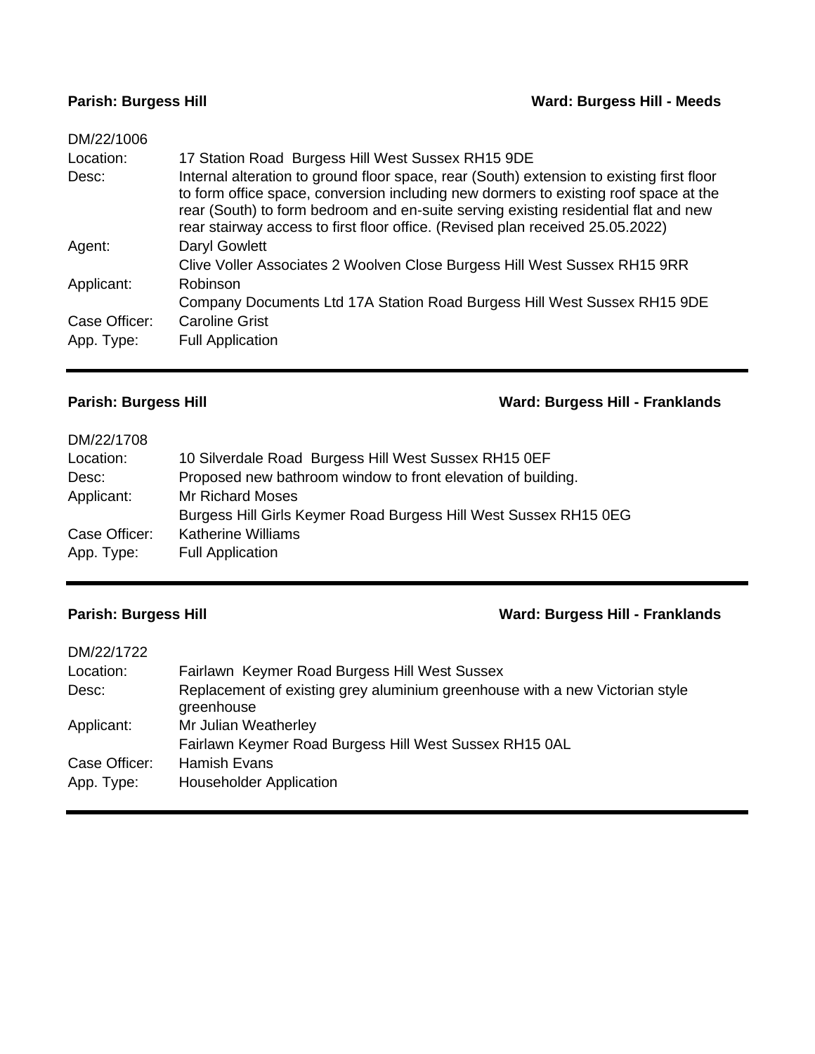**Parish: Burgess Hill** **Ward: Burgess Hill - Meeds**

DM/22/1006

| | |
|---|---|
| Location: | 17 Station Road Burgess Hill West Sussex RH15 9DE |
| Desc: | Internal alteration to ground floor space, rear (South) extension to existing first floor to form office space, conversion including new dormers to existing roof space at the rear (South) to form bedroom and en-suite serving existing residential flat and new rear stairway access to first floor office. (Revised plan received 25.05.2022) |
| Agent: | Daryl Gowlett<br>Clive Voller Associates 2 Woolven Close Burgess Hill West Sussex RH15 9RR |
| Applicant: | Robinson<br>Company Documents Ltd 17A Station Road Burgess Hill West Sussex RH15 9DE |
| Case Officer: | Caroline Grist |
| App. Type: | Full Application |

---

**Parish: Burgess Hill** **Ward: Burgess Hill - Franklands**

DM/22/1708

| | |
|---|---|
| Location: | 10 Silverdale Road Burgess Hill West Sussex RH15 0EF |
| Desc: | Proposed new bathroom window to front elevation of building. |
| Applicant: | Mr Richard Moses<br>Burgess Hill Girls Keymer Road Burgess Hill West Sussex RH15 0EG |
| Case Officer: | Katherine Williams |
| App. Type: | Full Application |

---

**Parish: Burgess Hill** **Ward: Burgess Hill - Franklands**

DM/22/1722

| | |
|---|---|
| Location: | Fairlawn Keymer Road Burgess Hill West Sussex |
| Desc: | Replacement of existing grey aluminium greenhouse with a new Victorian style greenhouse |
| Applicant: | Mr Julian Weatherley<br>Fairlawn Keymer Road Burgess Hill West Sussex RH15 0AL |
| Case Officer: | Hamish Evans |
| App. Type: | Householder Application |

---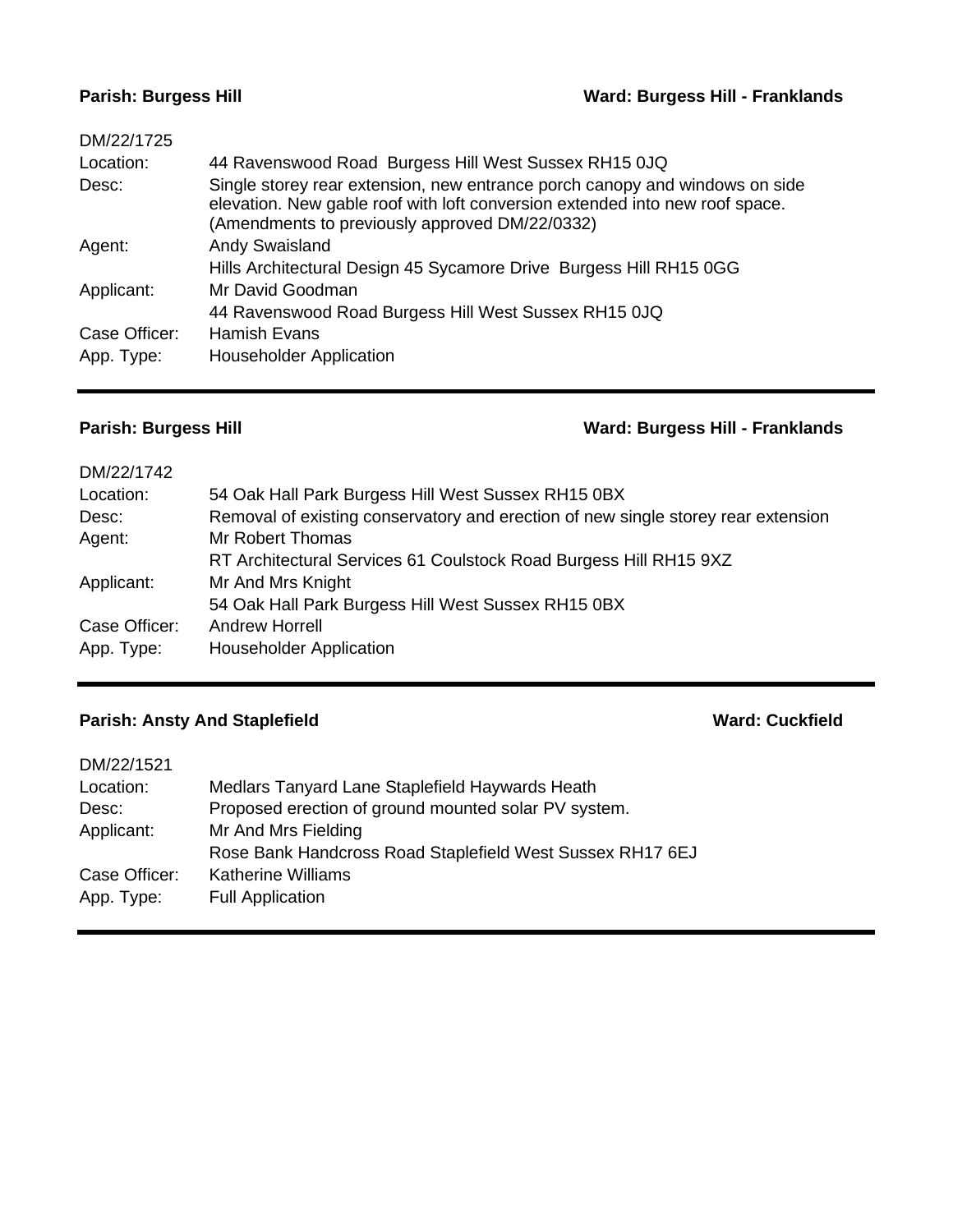**Parish: Burgess Hill** **Ward: Burgess Hill - Franklands**

DM/22/1725

| | |
|---|---|
| Location: | 44 Ravenswood Road Burgess Hill West Sussex RH15 0JQ |
| Desc: | Single storey rear extension, new entrance porch canopy and windows on side elevation. New gable roof with loft conversion extended into new roof space. (Amendments to previously approved DM/22/0332) |
| Agent: | Andy Swaisland<br>Hills Architectural Design 45 Sycamore Drive Burgess Hill RH15 0GG |
| Applicant: | Mr David Goodman<br>44 Ravenswood Road Burgess Hill West Sussex RH15 0JQ |
| Case Officer: | Hamish Evans |
| App. Type: | Householder Application |

---

**Parish: Burgess Hill** **Ward: Burgess Hill - Franklands**

DM/22/1742

| | |
|---|---|
| Location: | 54 Oak Hall Park Burgess Hill West Sussex RH15 0BX |
| Desc: | Removal of existing conservatory and erection of new single storey rear extension |
| Agent: | Mr Robert Thomas<br>RT Architectural Services 61 Coulstock Road Burgess Hill RH15 9XZ |
| Applicant: | Mr And Mrs Knight<br>54 Oak Hall Park Burgess Hill West Sussex RH15 0BX |
| Case Officer: | Andrew Horrell |
| App. Type: | Householder Application |

---

**Parish: Ansty And Staplefield** **Ward: Cuckfield**

DM/22/1521

| | |
|---|---|
| Location: | Medlars Tanyard Lane Staplefield Haywards Heath |
| Desc: | Proposed erection of ground mounted solar PV system. |
| Applicant: | Mr And Mrs Fielding<br>Rose Bank Handcross Road Staplefield West Sussex RH17 6EJ |
| Case Officer: | Katherine Williams |
| App. Type: | Full Application |

---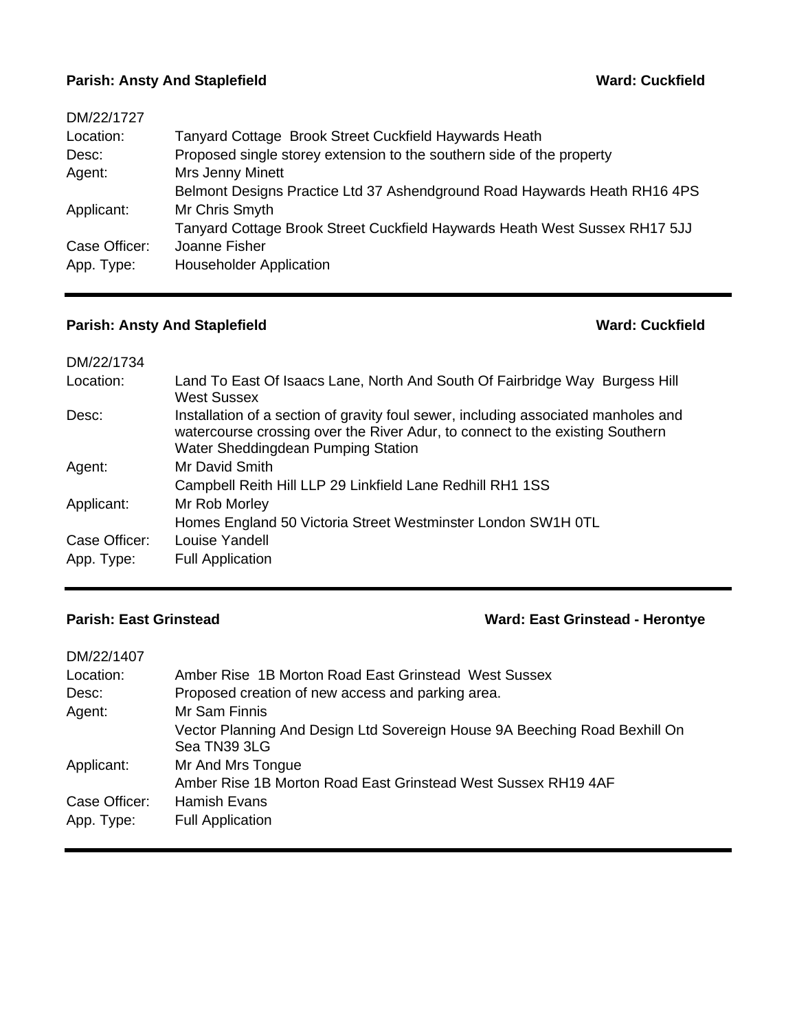**Parish: Ansty And Staplefield** **Ward: Cuckfield**

DM/22/1727

| | |
|---|---|
| Location: | Tanyard Cottage Brook Street Cuckfield Haywards Heath |
| Desc: | Proposed single storey extension to the southern side of the property |
| Agent: | Mrs Jenny Minett<br>Belmont Designs Practice Ltd 37 Ashendground Road Haywards Heath RH16 4PS |
| Applicant: | Mr Chris Smyth<br>Tanyard Cottage Brook Street Cuckfield Haywards Heath West Sussex RH17 5JJ |
| Case Officer: | Joanne Fisher |
| App. Type: | Householder Application |

---

**Parish: Ansty And Staplefield** **Ward: Cuckfield**

DM/22/1734

| | |
|---|---|
| Location: | Land To East Of Isaacs Lane, North And South Of Fairbridge Way Burgess Hill West Sussex |
| Desc: | Installation of a section of gravity foul sewer, including associated manholes and watercourse crossing over the River Adur, to connect to the existing Southern Water Sheddingdean Pumping Station |
| Agent: | Mr David Smith<br>Campbell Reith Hill LLP 29 Linkfield Lane Redhill RH1 1SS |
| Applicant: | Mr Rob Morley<br>Homes England 50 Victoria Street Westminster London SW1H 0TL |
| Case Officer: | Louise Yandell |
| App. Type: | Full Application |

---

**Parish: East Grinstead** **Ward: East Grinstead - Herontye**

DM/22/1407

| | |
|---|---|
| Location: | Amber Rise 1B Morton Road East Grinstead West Sussex |
| Desc: | Proposed creation of new access and parking area. |
| Agent: | Mr Sam Finnis<br>Vector Planning And Design Ltd Sovereign House 9A Beeching Road Bexhill On Sea TN39 3LG |
| Applicant: | Mr And Mrs Tongue<br>Amber Rise 1B Morton Road East Grinstead West Sussex RH19 4AF |
| Case Officer: | Hamish Evans |
| App. Type: | Full Application |

---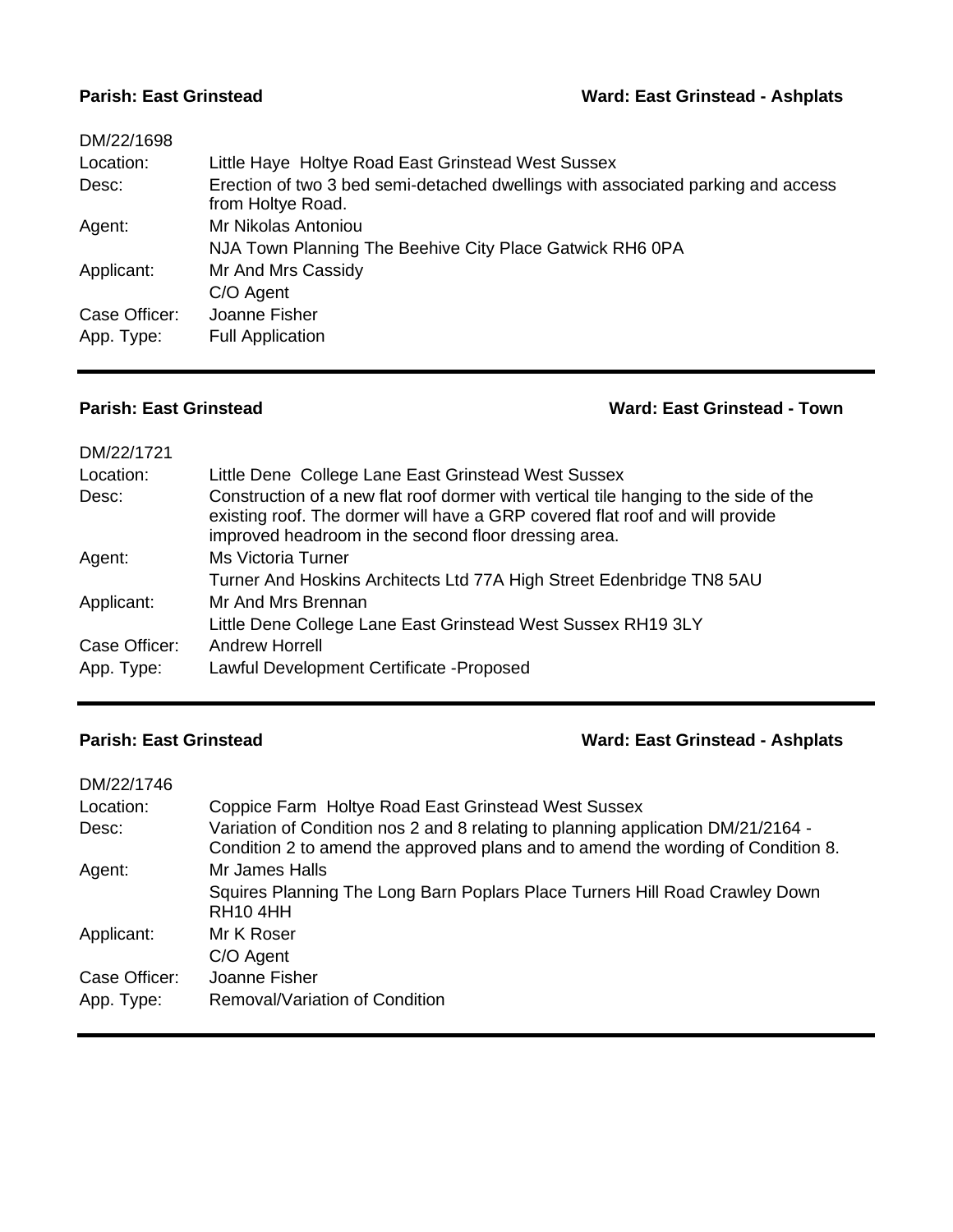**Parish: East Grinstead** **Ward: East Grinstead - Ashplats**

| DM/22/1698 | |
|---|---|
| Location: | Little Haye Holtye Road East Grinstead West Sussex |
| Desc: | Erection of two 3 bed semi-detached dwellings with associated parking and access from Holtye Road. |
| Agent: | Mr Nikolas Antoniou<br>NJA Town Planning The Beehive City Place Gatwick RH6 0PA |
| Applicant: | Mr And Mrs Cassidy<br>C/O Agent |
| Case Officer: | Joanne Fisher |
| App. Type: | Full Application |

---

**Parish: East Grinstead** **Ward: East Grinstead - Town**

| DM/22/1721 | |
|---|---|
| Location: | Little Dene College Lane East Grinstead West Sussex |
| Desc: | Construction of a new flat roof dormer with vertical tile hanging to the side of the existing roof. The dormer will have a GRP covered flat roof and will provide improved headroom in the second floor dressing area. |
| Agent: | Ms Victoria Turner<br>Turner And Hoskins Architects Ltd 77A High Street Edenbridge TN8 5AU |
| Applicant: | Mr And Mrs Brennan<br>Little Dene College Lane East Grinstead West Sussex RH19 3LY |
| Case Officer: | Andrew Horrell |
| App. Type: | Lawful Development Certificate -Proposed |

---

**Parish: East Grinstead** **Ward: East Grinstead - Ashplats**

| DM/22/1746 | |
|---|---|
| Location: | Coppice Farm Holtye Road East Grinstead West Sussex |
| Desc: | Variation of Condition nos 2 and 8 relating to planning application DM/21/2164 - Condition 2 to amend the approved plans and to amend the wording of Condition 8. |
| Agent: | Mr James Halls<br>Squires Planning The Long Barn Poplars Place Turners Hill Road Crawley Down RH10 4HH |
| Applicant: | Mr K Roser<br>C/O Agent |
| Case Officer: | Joanne Fisher |
| App. Type: | Removal/Variation of Condition |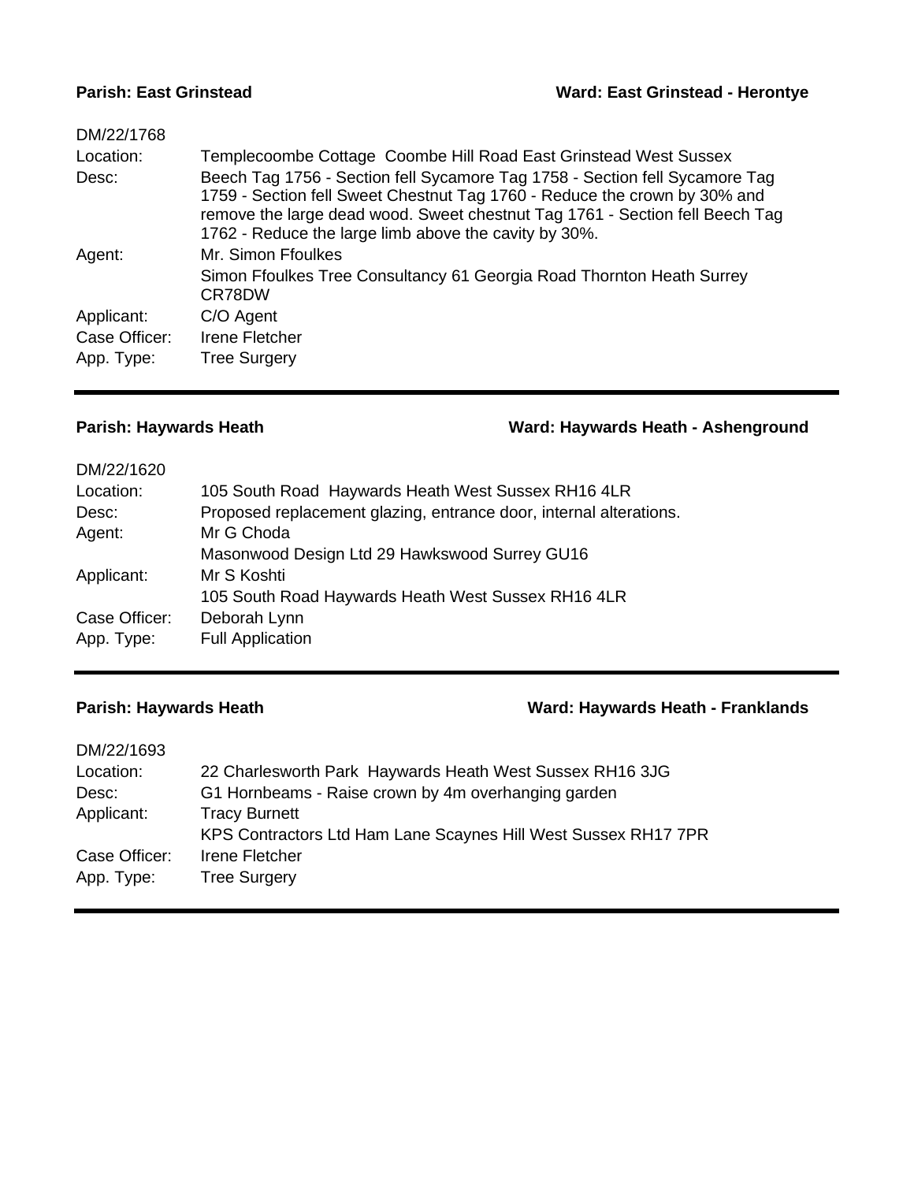**Parish: East Grinstead** **Ward: East Grinstead - Herontye**

DM/22/1768

| | |
|---|---|
| Location: | Templecoombe Cottage Coombe Hill Road East Grinstead West Sussex |
| Desc: | Beech Tag 1756 - Section fell Sycamore Tag 1758 - Section fell Sycamore Tag 1759 - Section fell Sweet Chestnut Tag 1760 - Reduce the crown by 30% and remove the large dead wood. Sweet chestnut Tag 1761 - Section fell Beech Tag 1762 - Reduce the large limb above the cavity by 30%. |
| Agent: | Mr. Simon Ffoulkes<br>Simon Ffoulkes Tree Consultancy 61 Georgia Road Thornton Heath Surrey CR78DW |
| Applicant: | C/O Agent |
| Case Officer: | Irene Fletcher |
| App. Type: | Tree Surgery |

---

**Parish: Haywards Heath** **Ward: Haywards Heath - Ashenground**

DM/22/1620

| | |
|---|---|
| Location: | 105 South Road Haywards Heath West Sussex RH16 4LR |
| Desc: | Proposed replacement glazing, entrance door, internal alterations. |
| Agent: | Mr G Choda<br>Masonwood Design Ltd 29 Hawkswood Surrey GU16 |
| Applicant: | Mr S Koshti<br>105 South Road Haywards Heath West Sussex RH16 4LR |
| Case Officer: | Deborah Lynn |
| App. Type: | Full Application |

---

**Parish: Haywards Heath** **Ward: Haywards Heath - Franklands**

DM/22/1693

| | |
|---|---|
| Location: | 22 Charlesworth Park Haywards Heath West Sussex RH16 3JG |
| Desc: | G1 Hornbeams - Raise crown by 4m overhanging garden |
| Applicant: | Tracy Burnett<br>KPS Contractors Ltd Ham Lane Scaynes Hill West Sussex RH17 7PR |
| Case Officer: | Irene Fletcher |
| App. Type: | Tree Surgery |

---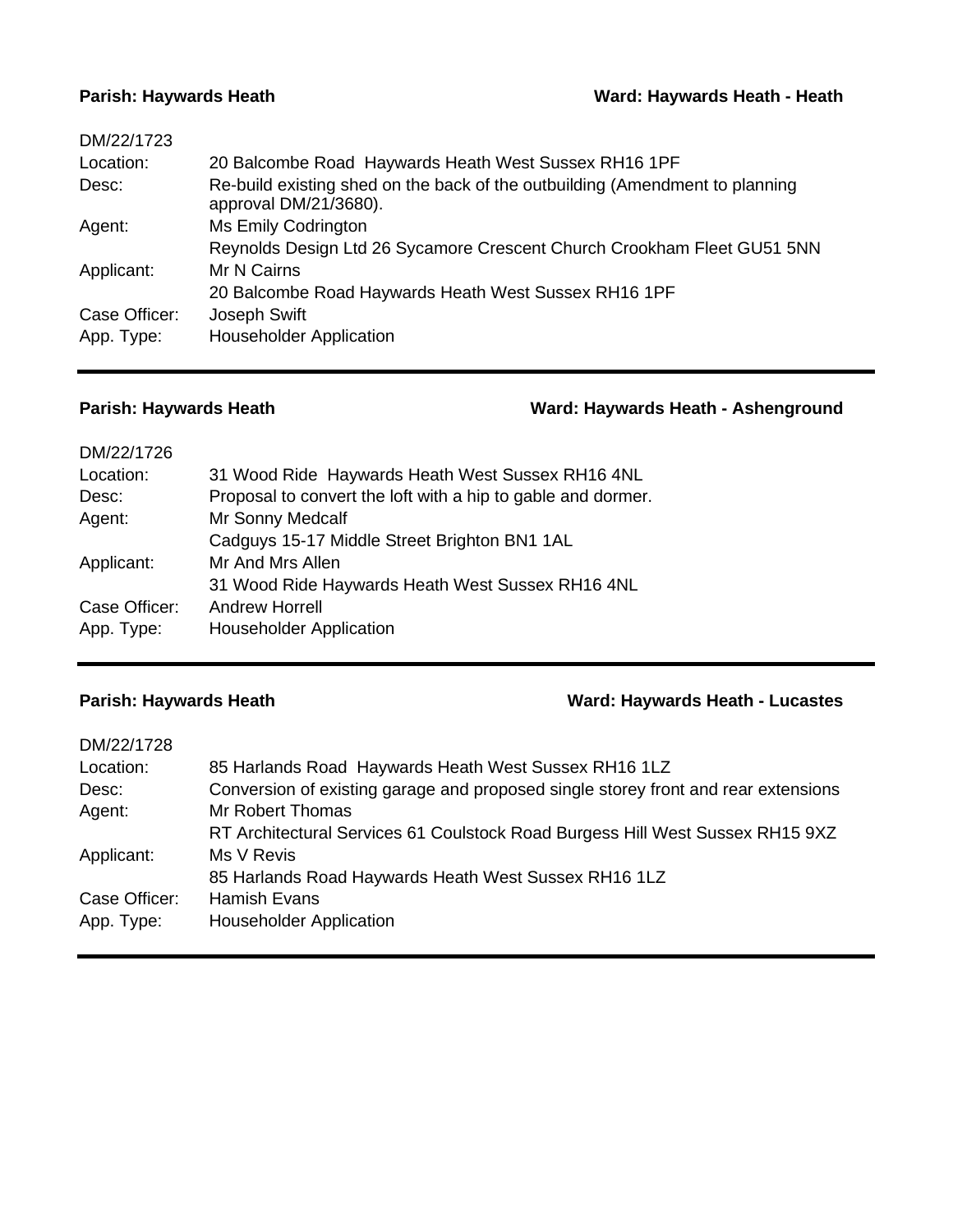**Parish: Haywards Heath** **Ward: Haywards Heath - Heath**

DM/22/1723

| | |
|---|---|
| Location: | 20 Balcombe Road Haywards Heath West Sussex RH16 1PF |
| Desc: | Re-build existing shed on the back of the outbuilding (Amendment to planning approval DM/21/3680). |
| Agent: | Ms Emily Codrington<br>Reynolds Design Ltd 26 Sycamore Crescent Church Crookham Fleet GU51 5NN |
| Applicant: | Mr N Cairns<br>20 Balcombe Road Haywards Heath West Sussex RH16 1PF |
| Case Officer: | Joseph Swift |
| App. Type: | Householder Application |

---

**Parish: Haywards Heath** **Ward: Haywards Heath - Ashenground**

DM/22/1726

| | |
|---|---|
| Location: | 31 Wood Ride Haywards Heath West Sussex RH16 4NL |
| Desc: | Proposal to convert the loft with a hip to gable and dormer. |
| Agent: | Mr Sonny Medcalf<br>Cadguys 15-17 Middle Street Brighton BN1 1AL |
| Applicant: | Mr And Mrs Allen<br>31 Wood Ride Haywards Heath West Sussex RH16 4NL |
| Case Officer: | Andrew Horrell |
| App. Type: | Householder Application |

---

**Parish: Haywards Heath** **Ward: Haywards Heath - Lucastes**

DM/22/1728

| | |
|---|---|
| Location: | 85 Harlands Road Haywards Heath West Sussex RH16 1LZ |
| Desc: | Conversion of existing garage and proposed single storey front and rear extensions |
| Agent: | Mr Robert Thomas<br>RT Architectural Services 61 Coulstock Road Burgess Hill West Sussex RH15 9XZ |
| Applicant: | Ms V Revis<br>85 Harlands Road Haywards Heath West Sussex RH16 1LZ |
| Case Officer: | Hamish Evans |
| App. Type: | Householder Application |

---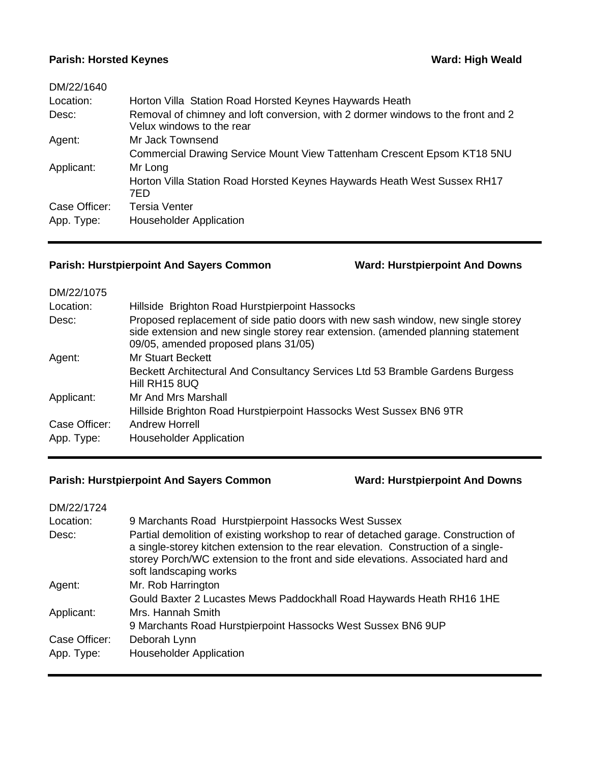**Parish: Horsted Keynes** **Ward: High Weald**

| | |
|---|---|
| DM/22/1640 | |
| Location: | Horton Villa Station Road Horsted Keynes Haywards Heath |
| Desc: | Removal of chimney and loft conversion, with 2 dormer windows to the front and 2 Velux windows to the rear |
| Agent: | Mr Jack Townsend<br>Commercial Drawing Service Mount View Tattenham Crescent Epsom KT18 5NU |
| Applicant: | Mr Long<br>Horton Villa Station Road Horsted Keynes Haywards Heath West Sussex RH17 7ED |
| Case Officer: | Tersia Venter |
| App. Type: | Householder Application |

---

**Parish: Hurstpierpoint And Sayers Common** **Ward: Hurstpierpoint And Downs**

| | |
|---|---|
| DM/22/1075 | |
| Location: | Hillside Brighton Road Hurstpierpoint Hassocks |
| Desc: | Proposed replacement of side patio doors with new sash window, new single storey side extension and new single storey rear extension. (amended planning statement 09/05, amended proposed plans 31/05) |
| Agent: | Mr Stuart Beckett<br>Beckett Architectural And Consultancy Services Ltd 53 Bramble Gardens Burgess Hill RH15 8UQ |
| Applicant: | Mr And Mrs Marshall<br>Hillside Brighton Road Hurstpierpoint Hassocks West Sussex BN6 9TR |
| Case Officer: | Andrew Horrell |
| App. Type: | Householder Application |

---

**Parish: Hurstpierpoint And Sayers Common** **Ward: Hurstpierpoint And Downs**

| | |
|---|---|
| DM/22/1724 | |
| Location: | 9 Marchants Road Hurstpierpoint Hassocks West Sussex |
| Desc: | Partial demolition of existing workshop to rear of detached garage. Construction of a single-storey kitchen extension to the rear elevation. Construction of a single-storey Porch/WC extension to the front and side elevations. Associated hard and soft landscaping works |
| Agent: | Mr. Rob Harrington<br>Gould Baxter 2 Lucastes Mews Paddockhall Road Haywards Heath RH16 1HE |
| Applicant: | Mrs. Hannah Smith<br>9 Marchants Road Hurstpierpoint Hassocks West Sussex BN6 9UP |
| Case Officer: | Deborah Lynn |
| App. Type: | Householder Application |

---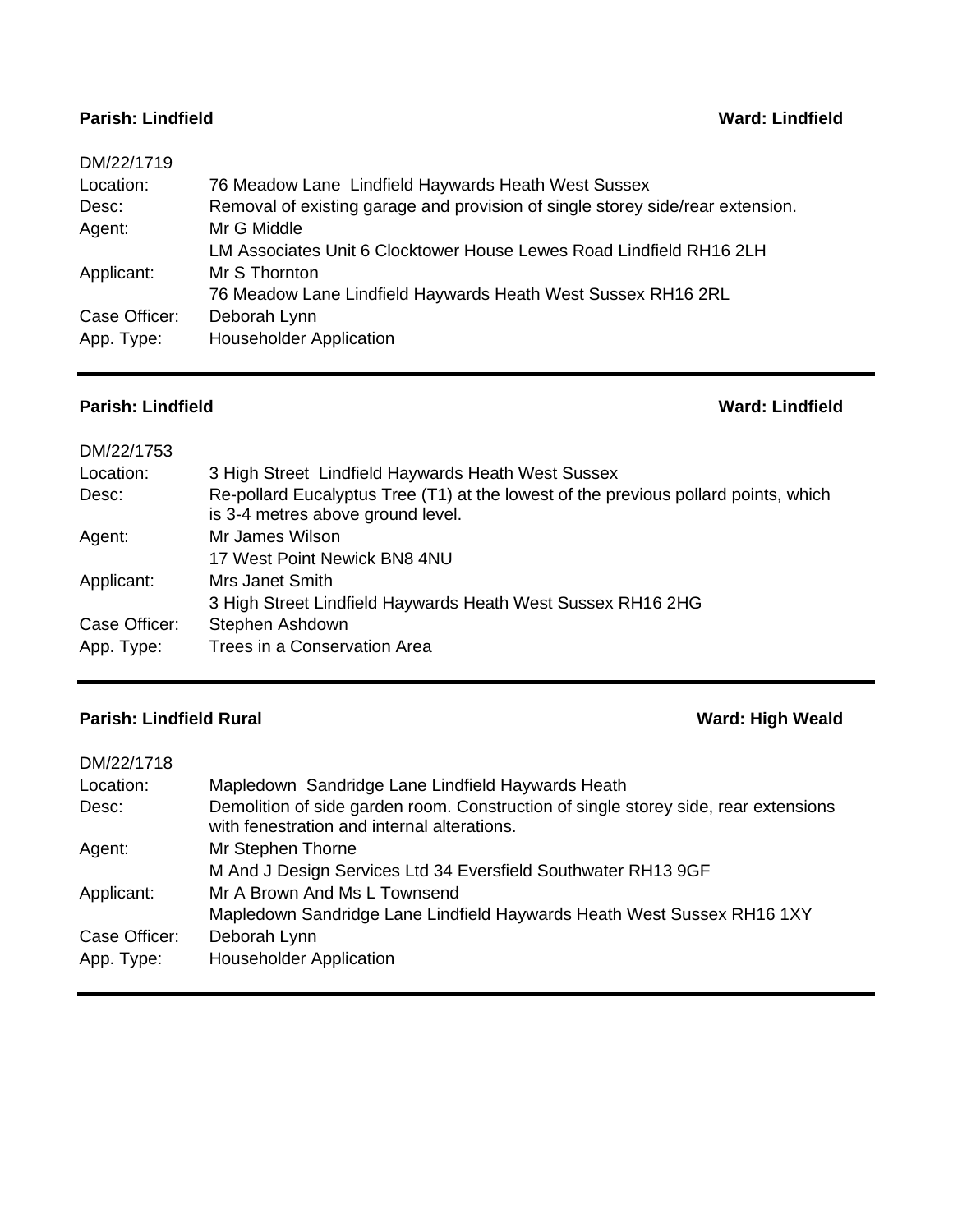**Parish: Lindfield** **Ward: Lindfield**

| DM/22/1719 | |
|---|---|
| Location: | 76 Meadow Lane Lindfield Haywards Heath West Sussex |
| Desc: | Removal of existing garage and provision of single storey side/rear extension. |
| Agent: | Mr G Middle<br>LM Associates Unit 6 Clocktower House Lewes Road Lindfield RH16 2LH |
| Applicant: | Mr S Thornton<br>76 Meadow Lane Lindfield Haywards Heath West Sussex RH16 2RL |
| Case Officer: | Deborah Lynn |
| App. Type: | Householder Application |

---

**Parish: Lindfield** **Ward: Lindfield**

| DM/22/1753 | |
|---|---|
| Location: | 3 High Street Lindfield Haywards Heath West Sussex |
| Desc: | Re-pollard Eucalyptus Tree (T1) at the lowest of the previous pollard points, which is 3-4 metres above ground level. |
| Agent: | Mr James Wilson<br>17 West Point Newick BN8 4NU |
| Applicant: | Mrs Janet Smith<br>3 High Street Lindfield Haywards Heath West Sussex RH16 2HG |
| Case Officer: | Stephen Ashdown |
| App. Type: | Trees in a Conservation Area |

---

**Parish: Lindfield Rural** **Ward: High Weald**

| DM/22/1718 | |
|---|---|
| Location: | Mapledown Sandridge Lane Lindfield Haywards Heath |
| Desc: | Demolition of side garden room. Construction of single storey side, rear extensions with fenestration and internal alterations. |
| Agent: | Mr Stephen Thorne<br>M And J Design Services Ltd 34 Eversfield Southwater RH13 9GF |
| Applicant: | Mr A Brown And Ms L Townsend<br>Mapledown Sandridge Lane Lindfield Haywards Heath West Sussex RH16 1XY |
| Case Officer: | Deborah Lynn |
| App. Type: | Householder Application |

---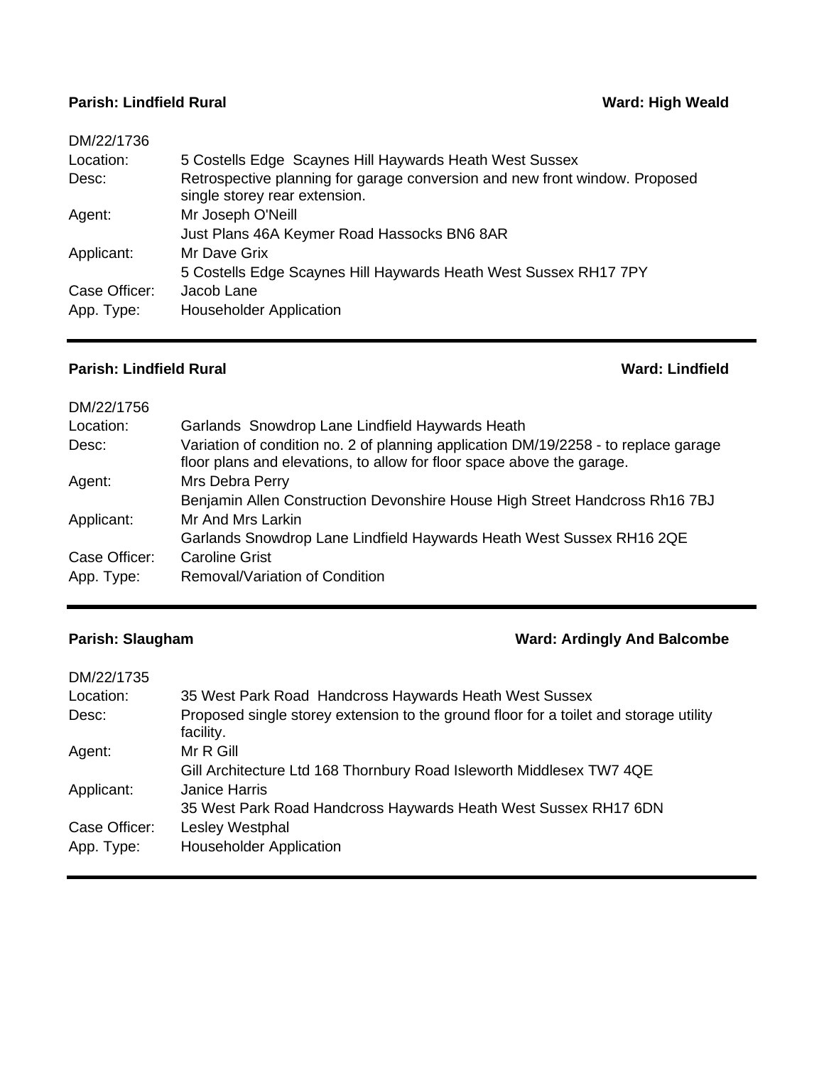**Parish: Lindfield Rural** **Ward: High Weald**

DM/22/1736

| | |
|---|---|
| Location: | 5 Costells Edge Scaynes Hill Haywards Heath West Sussex |
| Desc: | Retrospective planning for garage conversion and new front window. Proposed single storey rear extension. |
| Agent: | Mr Joseph O'Neill<br>Just Plans 46A Keymer Road Hassocks BN6 8AR |
| Applicant: | Mr Dave Grix<br>5 Costells Edge Scaynes Hill Haywards Heath West Sussex RH17 7PY |
| Case Officer: | Jacob Lane |
| App. Type: | Householder Application |

---

**Parish: Lindfield Rural** **Ward: Lindfield**

DM/22/1756

| | |
|---|---|
| Location: | Garlands Snowdrop Lane Lindfield Haywards Heath |
| Desc: | Variation of condition no. 2 of planning application DM/19/2258 - to replace garage floor plans and elevations, to allow for floor space above the garage. |
| Agent: | Mrs Debra Perry<br>Benjamin Allen Construction Devonshire House High Street Handcross Rh16 7BJ |
| Applicant: | Mr And Mrs Larkin<br>Garlands Snowdrop Lane Lindfield Haywards Heath West Sussex RH16 2QE |
| Case Officer: | Caroline Grist |
| App. Type: | Removal/Variation of Condition |

---

**Parish: Slaugham** **Ward: Ardingly And Balcombe**

DM/22/1735

| | |
|---|---|
| Location: | 35 West Park Road Handcross Haywards Heath West Sussex |
| Desc: | Proposed single storey extension to the ground floor for a toilet and storage utility facility. |
| Agent: | Mr R Gill<br>Gill Architecture Ltd 168 Thornbury Road Isleworth Middlesex TW7 4QE |
| Applicant: | Janice Harris<br>35 West Park Road Handcross Haywards Heath West Sussex RH17 6DN |
| Case Officer: | Lesley Westphal |
| App. Type: | Householder Application |

---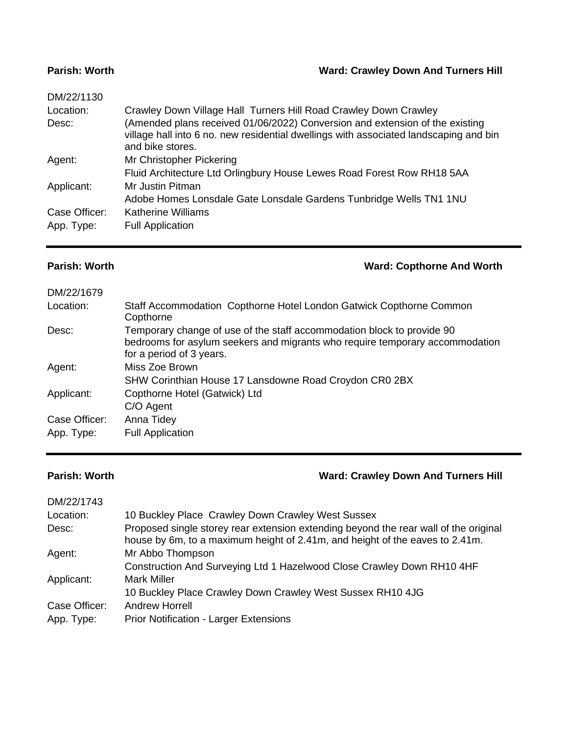**Parish: Worth** **Ward: Crawley Down And Turners Hill**

| | |
|---|---|
| DM/22/1130 | |
| Location: | Crawley Down Village Hall Turners Hill Road Crawley Down Crawley |
| Desc: | (Amended plans received 01/06/2022) Conversion and extension of the existing village hall into 6 no. new residential dwellings with associated landscaping and bin and bike stores. |
| Agent: | Mr Christopher Pickering<br>Fluid Architecture Ltd Orlingbury House Lewes Road Forest Row RH18 5AA |
| Applicant: | Mr Justin Pitman<br>Adobe Homes Lonsdale Gate Lonsdale Gardens Tunbridge Wells TN1 1NU |
| Case Officer: | Katherine Williams |
| App. Type: | Full Application |

---

**Parish: Worth** **Ward: Copthorne And Worth**

| | |
|---|---|
| DM/22/1679 | |
| Location: | Staff Accommodation Copthorne Hotel London Gatwick Copthorne Common Copthorne |
| Desc: | Temporary change of use of the staff accommodation block to provide 90 bedrooms for asylum seekers and migrants who require temporary accommodation for a period of 3 years. |
| Agent: | Miss Zoe Brown<br>SHW Corinthian House 17 Lansdowne Road Croydon CR0 2BX |
| Applicant: | Copthorne Hotel (Gatwick) Ltd<br>C/O Agent |
| Case Officer: | Anna Tidey |
| App. Type: | Full Application |

---

**Parish: Worth** **Ward: Crawley Down And Turners Hill**

| | |
|---|---|
| DM/22/1743 | |
| Location: | 10 Buckley Place Crawley Down Crawley West Sussex |
| Desc: | Proposed single storey rear extension extending beyond the rear wall of the original house by 6m, to a maximum height of 2.41m, and height of the eaves to 2.41m. |
| Agent: | Mr Abbo Thompson<br>Construction And Surveying Ltd 1 Hazelwood Close Crawley Down RH10 4HF |
| Applicant: | Mark Miller<br>10 Buckley Place Crawley Down Crawley West Sussex RH10 4JG |
| Case Officer: | Andrew Horrell |
| App. Type: | Prior Notification - Larger Extensions |